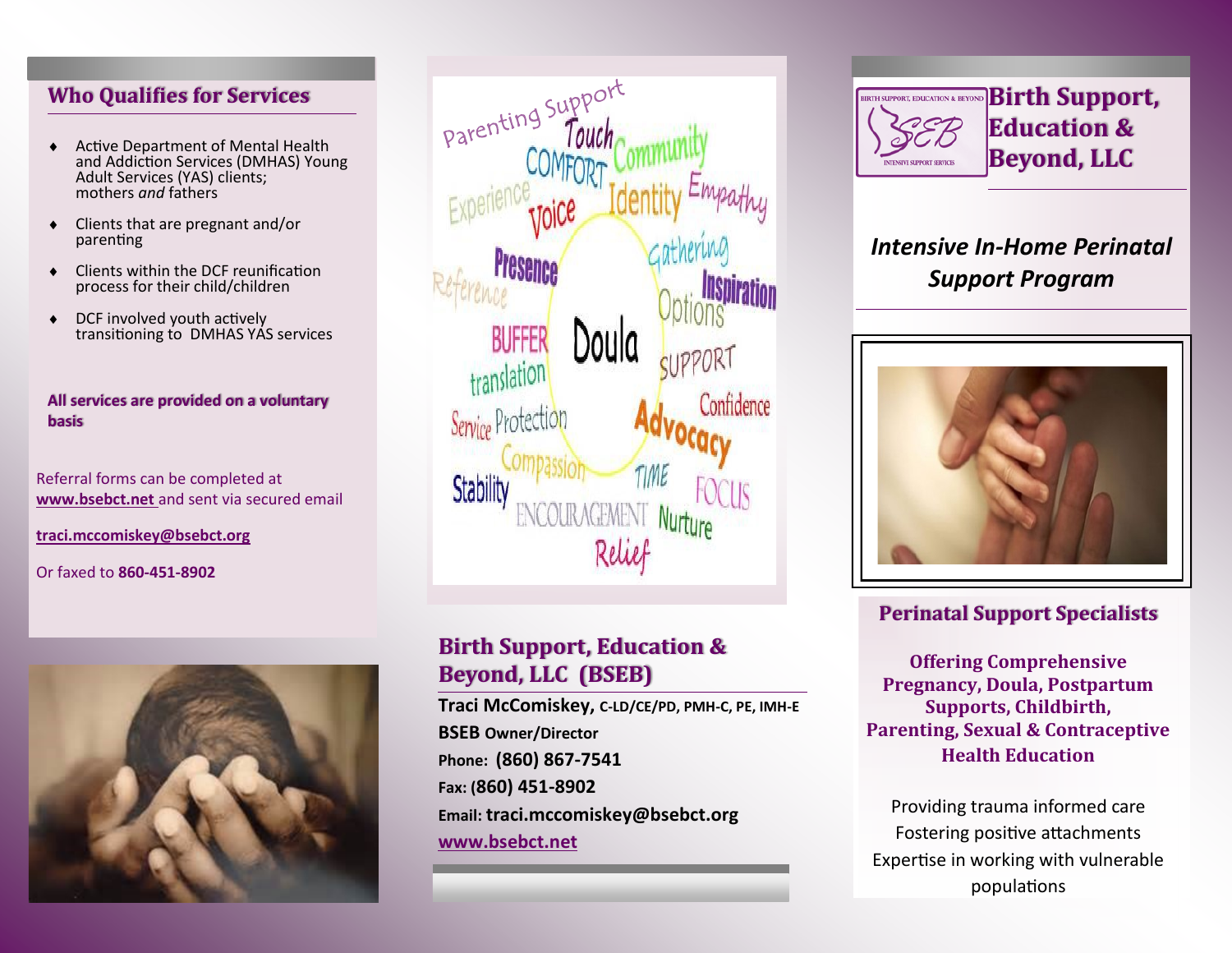## Who Qualifies for Services

- Active Department of Mental Health and Addiction Services (DMHAS) Young Adult Services (YAS) clients; mothers *and* fathers
- Clients that are pregnant and/or parenting
- Clients within the DCF reunification process for their child/children
- DCF involved youth actively transitioning to DMHAS YAS services

**All services are provided on a voluntary basis**

Referral forms can be completed at **www.bsebct.net** and sent via secured email

**traci.mccomiskey@bsebct.org**

Or faxed to **860-451-8902**

## Birth Support, Education & Beyond, LLC (BSEB)

**Traci McComiskey, C-LD/CE/PD, PMH-C, PE, IMH-E**

**BSEB Owner/Director**

**Phone: (860) 867-7541**

**Fax: (860) 451-8902**

**Email: traci.mccomiskey@bsebct.org**

**www.bsebct.net**

# Birth Support, Education & Beyond, LLC

***Intensive In-Home Perinatal Support Program***

## Perinatal Support Specialists

**Offering Comprehensive Pregnancy, Doula, Postpartum Supports, Childbirth, Parenting, Sexual & Contraceptive Health Education**

Providing trauma informed care

Fostering positive attachments

Expertise in working with vulnerable populations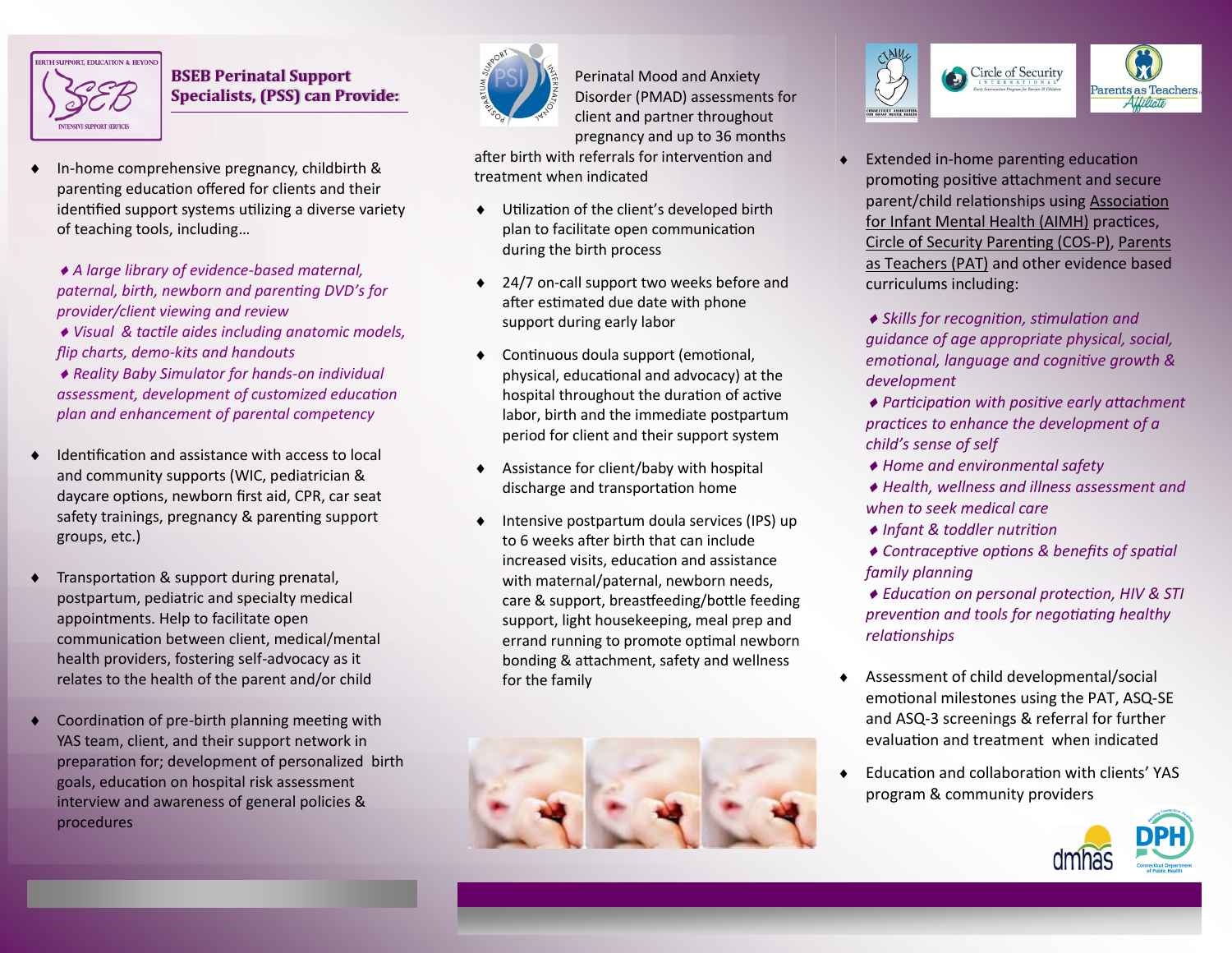## BSEB Perinatal Support Specialists, (PSS) can Provide:

- In-home comprehensive pregnancy, childbirth & parenting education offered for clients and their identified support systems utilizing a diverse variety of teaching tools, including…

  *♦ A large library of evidence-based maternal, paternal, birth, newborn and parenting DVD's for provider/client viewing and review*
  *♦ Visual & tactile aides including anatomic models, flip charts, demo-kits and handouts*
  *♦ Reality Baby Simulator for hands-on individual assessment, development of customized education plan and enhancement of parental competency*

- Identification and assistance with access to local and community supports (WIC, pediatrician & daycare options, newborn first aid, CPR, car seat safety trainings, pregnancy & parenting support groups, etc.)

- Transportation & support during prenatal, postpartum, pediatric and specialty medical appointments. Help to facilitate open communication between client, medical/mental health providers, fostering self-advocacy as it relates to the health of the parent and/or child

- Coordination of pre-birth planning meeting with YAS team, client, and their support network in preparation for; development of personalized birth goals, education on hospital risk assessment interview and awareness of general policies & procedures

Perinatal Mood and Anxiety Disorder (PMAD) assessments for client and partner throughout pregnancy and up to 36 months after birth with referrals for intervention and treatment when indicated

- Utilization of the client's developed birth plan to facilitate open communication during the birth process

- 24/7 on-call support two weeks before and after estimated due date with phone support during early labor

- Continuous doula support (emotional, physical, educational and advocacy) at the hospital throughout the duration of active labor, birth and the immediate postpartum period for client and their support system

- Assistance for client/baby with hospital discharge and transportation home

- Intensive postpartum doula services (IPS) up to 6 weeks after birth that can include increased visits, education and assistance with maternal/paternal, newborn needs, care & support, breastfeeding/bottle feeding support, light housekeeping, meal prep and errand running to promote optimal newborn bonding & attachment, safety and wellness for the family

- Extended in-home parenting education promoting positive attachment and secure parent/child relationships using Association for Infant Mental Health (AIMH) practices, Circle of Security Parenting (COS-P), Parents as Teachers (PAT) and other evidence based curriculums including:

  *♦ Skills for recognition, stimulation and guidance of age appropriate physical, social, emotional, language and cognitive growth & development*
  *♦ Participation with positive early attachment practices to enhance the development of a child's sense of self*
  *♦ Home and environmental safety*
  *♦ Health, wellness and illness assessment and when to seek medical care*
  *♦ Infant & toddler nutrition*
  *♦ Contraceptive options & benefits of spatial family planning*
  *♦ Education on personal protection, HIV & STI prevention and tools for negotiating healthy relationships*

- Assessment of child developmental/social emotional milestones using the PAT, ASQ-SE and ASQ-3 screenings & referral for further evaluation and treatment when indicated

- Education and collaboration with clients' YAS program & community providers